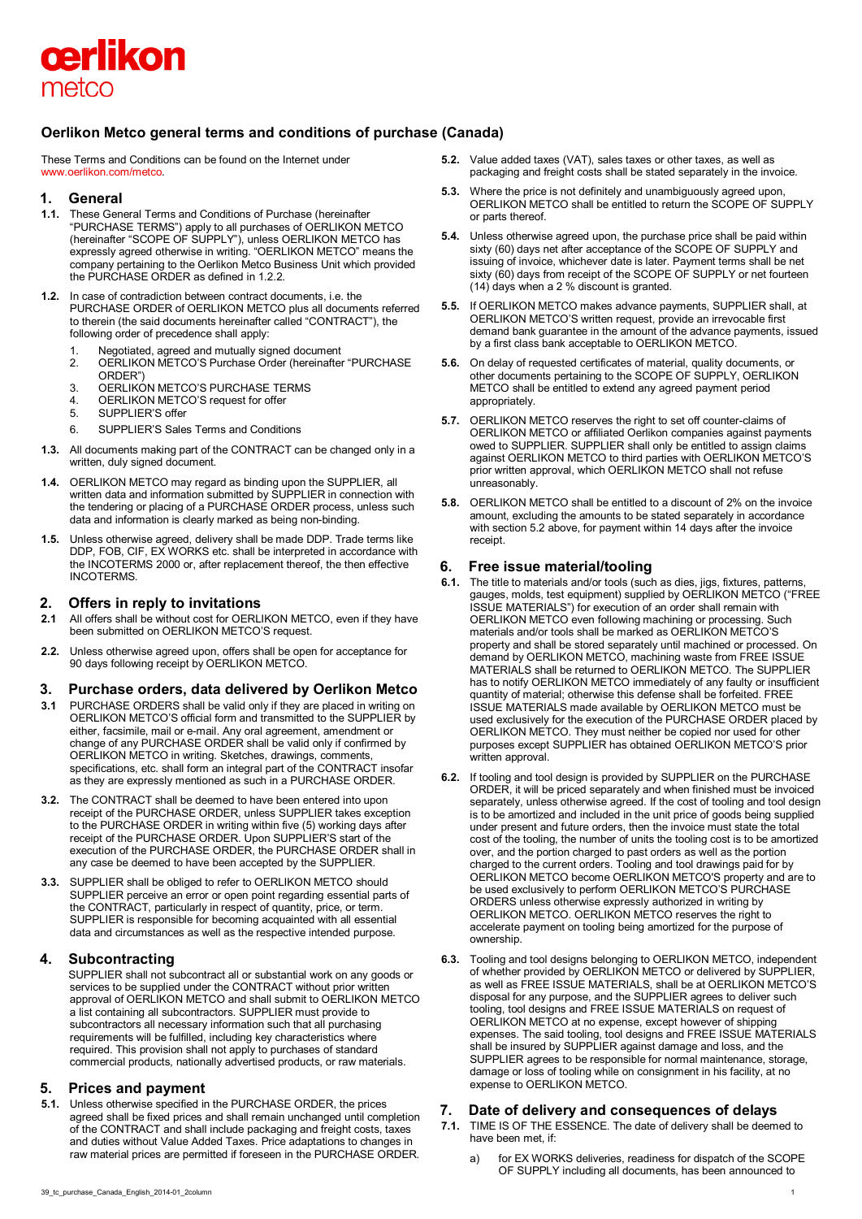oerlikon
metco

# Oerlikon Metco general terms and conditions of purchase (Canada)

These Terms and Conditions can be found on the Internet under www.oerlikon.com/metco.

## 1. General

**1.1.** These General Terms and Conditions of Purchase (hereinafter "PURCHASE TERMS") apply to all purchases of OERLIKON METCO (hereinafter "SCOPE OF SUPPLY"), unless OERLIKON METCO has expressly agreed otherwise in writing. "OERLIKON METCO" means the company pertaining to the Oerlikon Metco Business Unit which provided the PURCHASE ORDER as defined in 1.2.2.

**1.2.** In case of contradiction between contract documents, i.e. the PURCHASE ORDER of OERLIKON METCO plus all documents referred to therein (the said documents hereinafter called "CONTRACT"), the following order of precedence shall apply:

1. Negotiated, agreed and mutually signed document
2. OERLIKON METCO'S Purchase Order (hereinafter "PURCHASE ORDER")
3. OERLIKON METCO'S PURCHASE TERMS
4. OERLIKON METCO'S request for offer
5. SUPPLIER'S offer
6. SUPPLIER'S Sales Terms and Conditions

**1.3.** All documents making part of the CONTRACT can be changed only in a written, duly signed document.

**1.4.** OERLIKON METCO may regard as binding upon the SUPPLIER, all written data and information submitted by SUPPLIER in connection with the tendering or placing of a PURCHASE ORDER process, unless such data and information is clearly marked as being non-binding.

**1.5.** Unless otherwise agreed, delivery shall be made DDP. Trade terms like DDP, FOB, CIF, EX WORKS etc. shall be interpreted in accordance with the INCOTERMS 2000 or, after replacement thereof, the then effective INCOTERMS.

## 2. Offers in reply to invitations

**2.1** All offers shall be without cost for OERLIKON METCO, even if they have been submitted on OERLIKON METCO'S request.

**2.2.** Unless otherwise agreed upon, offers shall be open for acceptance for 90 days following receipt by OERLIKON METCO.

## 3. Purchase orders, data delivered by Oerlikon Metco

**3.1** PURCHASE ORDERS shall be valid only if they are placed in writing on OERLIKON METCO'S official form and transmitted to the SUPPLIER by either, facsimile, mail or e-mail. Any oral agreement, amendment or change of any PURCHASE ORDER shall be valid only if confirmed by OERLIKON METCO in writing. Sketches, drawings, comments, specifications, etc. shall form an integral part of the CONTRACT insofar as they are expressly mentioned as such in a PURCHASE ORDER.

**3.2.** The CONTRACT shall be deemed to have been entered into upon receipt of the PURCHASE ORDER, unless SUPPLIER takes exception to the PURCHASE ORDER in writing within five (5) working days after receipt of the PURCHASE ORDER. Upon SUPPLIER'S start of the execution of the PURCHASE ORDER, the PURCHASE ORDER shall in any case be deemed to have been accepted by the SUPPLIER.

**3.3.** SUPPLIER shall be obliged to refer to OERLIKON METCO should SUPPLIER perceive an error or open point regarding essential parts of the CONTRACT, particularly in respect of quantity, price, or term. SUPPLIER is responsible for becoming acquainted with all essential data and circumstances as well as the respective intended purpose.

## 4. Subcontracting

SUPPLIER shall not subcontract all or substantial work on any goods or services to be supplied under the CONTRACT without prior written approval of OERLIKON METCO and shall submit to OERLIKON METCO a list containing all subcontractors. SUPPLIER must provide to subcontractors all necessary information such that all purchasing requirements will be fulfilled, including key characteristics where required. This provision shall not apply to purchases of standard commercial products, nationally advertised products, or raw materials.

## 5. Prices and payment

**5.1.** Unless otherwise specified in the PURCHASE ORDER, the prices agreed shall be fixed prices and shall remain unchanged until completion of the CONTRACT and shall include packaging and freight costs, taxes and duties without Value Added Taxes. Price adaptations to changes in raw material prices are permitted if foreseen in the PURCHASE ORDER.

**5.2.** Value added taxes (VAT), sales taxes or other taxes, as well as packaging and freight costs shall be stated separately in the invoice.

**5.3.** Where the price is not definitely and unambiguously agreed upon, OERLIKON METCO shall be entitled to return the SCOPE OF SUPPLY or parts thereof.

**5.4.** Unless otherwise agreed upon, the purchase price shall be paid within sixty (60) days net after acceptance of the SCOPE OF SUPPLY and issuing of invoice, whichever date is later. Payment terms shall be net sixty (60) days from receipt of the SCOPE OF SUPPLY or net fourteen (14) days when a 2 % discount is granted.

**5.5.** If OERLIKON METCO makes advance payments, SUPPLIER shall, at OERLIKON METCO'S written request, provide an irrevocable first demand bank guarantee in the amount of the advance payments, issued by a first class bank acceptable to OERLIKON METCO.

**5.6.** On delay of requested certificates of material, quality documents, or other documents pertaining to the SCOPE OF SUPPLY, OERLIKON METCO shall be entitled to extend any agreed payment period appropriately.

**5.7.** OERLIKON METCO reserves the right to set off counter-claims of OERLIKON METCO or affiliated Oerlikon companies against payments owed to SUPPLIER. SUPPLIER shall only be entitled to assign claims against OERLIKON METCO to third parties with OERLIKON METCO'S prior written approval, which OERLIKON METCO shall not refuse unreasonably.

**5.8.** OERLIKON METCO shall be entitled to a discount of 2% on the invoice amount, excluding the amounts to be stated separately in accordance with section 5.2 above, for payment within 14 days after the invoice receipt.

## 6. Free issue material/tooling

**6.1.** The title to materials and/or tools (such as dies, jigs, fixtures, patterns, gauges, molds, test equipment) supplied by OERLIKON METCO ("FREE ISSUE MATERIALS") for execution of an order shall remain with OERLIKON METCO even following machining or processing. Such materials and/or tools shall be marked as OERLIKON METCO'S property and shall be stored separately until machined or processed. On demand by OERLIKON METCO, machining waste from FREE ISSUE MATERIALS shall be returned to OERLIKON METCO. The SUPPLIER has to notify OERLIKON METCO immediately of any faulty or insufficient quantity of material; otherwise this defense shall be forfeited. FREE ISSUE MATERIALS made available by OERLIKON METCO must be used exclusively for the execution of the PURCHASE ORDER placed by OERLIKON METCO. They must neither be copied nor used for other purposes except SUPPLIER has obtained OERLIKON METCO'S prior written approval.

**6.2.** If tooling and tool design is provided by SUPPLIER on the PURCHASE ORDER, it will be priced separately and when finished must be invoiced separately, unless otherwise agreed. If the cost of tooling and tool design is to be amortized and included in the unit price of goods being supplied under present and future orders, then the invoice must state the total cost of the tooling, the number of units the tooling cost is to be amortized over, and the portion charged to past orders as well as the portion charged to the current orders. Tooling and tool drawings paid for by OERLIKON METCO become OERLIKON METCO'S property and are to be used exclusively to perform OERLIKON METCO'S PURCHASE ORDERS unless otherwise expressly authorized in writing by OERLIKON METCO. OERLIKON METCO reserves the right to accelerate payment on tooling being amortized for the purpose of ownership.

**6.3.** Tooling and tool designs belonging to OERLIKON METCO, independent of whether provided by OERLIKON METCO or delivered by SUPPLIER, as well as FREE ISSUE MATERIALS, shall be at OERLIKON METCO'S disposal for any purpose, and the SUPPLIER agrees to deliver such tooling, tool designs and FREE ISSUE MATERIALS on request of OERLIKON METCO at no expense, except however of shipping expenses. The said tooling, tool designs and FREE ISSUE MATERIALS shall be insured by SUPPLIER against damage and loss, and the SUPPLIER agrees to be responsible for normal maintenance, storage, damage or loss of tooling while on consignment in his facility, at no expense to OERLIKON METCO.

## 7. Date of delivery and consequences of delays

**7.1.** TIME IS OF THE ESSENCE. The date of delivery shall be deemed to have been met, if:

a) for EX WORKS deliveries, readiness for dispatch of the SCOPE OF SUPPLY including all documents, has been announced to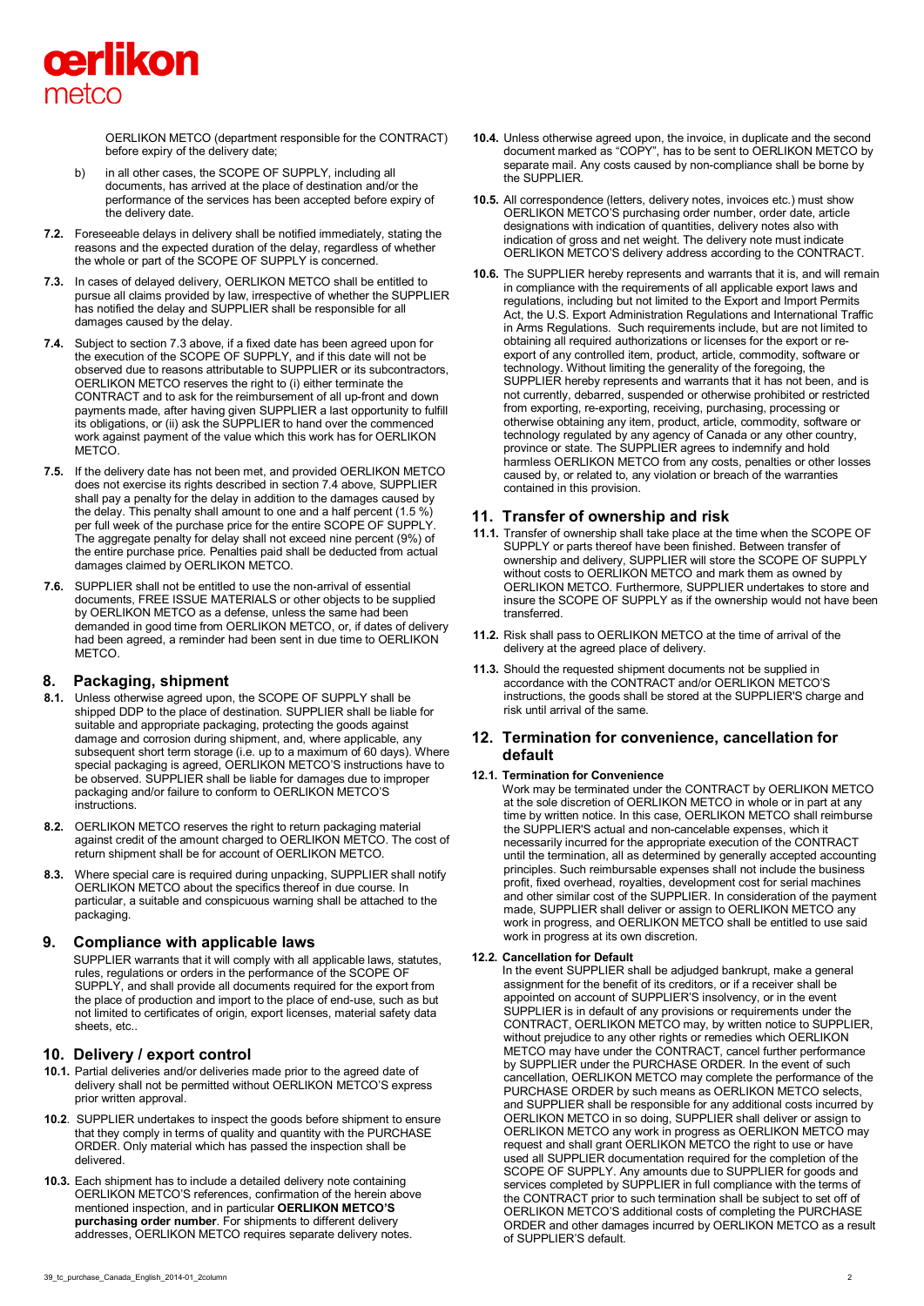OERLIKON METCO (department responsible for the CONTRACT) before expiry of the delivery date;

b) in all other cases, the SCOPE OF SUPPLY, including all documents, has arrived at the place of destination and/or the performance of the services has been accepted before expiry of the delivery date.

**7.2.** Foreseeable delays in delivery shall be notified immediately, stating the reasons and the expected duration of the delay, regardless of whether the whole or part of the SCOPE OF SUPPLY is concerned.

**7.3.** In cases of delayed delivery, OERLIKON METCO shall be entitled to pursue all claims provided by law, irrespective of whether the SUPPLIER has notified the delay and SUPPLIER shall be responsible for all damages caused by the delay.

**7.4.** Subject to section 7.3 above, if a fixed date has been agreed upon for the execution of the SCOPE OF SUPPLY, and if this date will not be observed due to reasons attributable to SUPPLIER or its subcontractors, OERLIKON METCO reserves the right to (i) either terminate the CONTRACT and to ask for the reimbursement of all up-front and down payments made, after having given SUPPLIER a last opportunity to fulfill its obligations, or (ii) ask the SUPPLIER to hand over the commenced work against payment of the value which this work has for OERLIKON METCO.

**7.5.** If the delivery date has not been met, and provided OERLIKON METCO does not exercise its rights described in section 7.4 above, SUPPLIER shall pay a penalty for the delay in addition to the damages caused by the delay. This penalty shall amount to one and a half percent (1.5 %) per full week of the purchase price for the entire SCOPE OF SUPPLY. The aggregate penalty for delay shall not exceed nine percent (9%) of the entire purchase price. Penalties paid shall be deducted from actual damages claimed by OERLIKON METCO.

**7.6.** SUPPLIER shall not be entitled to use the non-arrival of essential documents, FREE ISSUE MATERIALS or other objects to be supplied by OERLIKON METCO as a defense, unless the same had been demanded in good time from OERLIKON METCO, or, if dates of delivery had been agreed, a reminder had been sent in due time to OERLIKON METCO.

## 8. Packaging, shipment

**8.1.** Unless otherwise agreed upon, the SCOPE OF SUPPLY shall be shipped DDP to the place of destination. SUPPLIER shall be liable for suitable and appropriate packaging, protecting the goods against damage and corrosion during shipment, and, where applicable, any subsequent short term storage (i.e. up to a maximum of 60 days). Where special packaging is agreed, OERLIKON METCO'S instructions have to be observed. SUPPLIER shall be liable for damages due to improper packaging and/or failure to conform to OERLIKON METCO'S instructions.

**8.2.** OERLIKON METCO reserves the right to return packaging material against credit of the amount charged to OERLIKON METCO. The cost of return shipment shall be for account of OERLIKON METCO.

**8.3.** Where special care is required during unpacking, SUPPLIER shall notify OERLIKON METCO about the specifics thereof in due course. In particular, a suitable and conspicuous warning shall be attached to the packaging.

## 9. Compliance with applicable laws

SUPPLIER warrants that it will comply with all applicable laws, statutes, rules, regulations or orders in the performance of the SCOPE OF SUPPLY, and shall provide all documents required for the export from the place of production and import to the place of end-use, such as but not limited to certificates of origin, export licenses, material safety data sheets, etc..

## 10. Delivery / export control

**10.1.** Partial deliveries and/or deliveries made prior to the agreed date of delivery shall not be permitted without OERLIKON METCO'S express prior written approval.

**10.2**. SUPPLIER undertakes to inspect the goods before shipment to ensure that they comply in terms of quality and quantity with the PURCHASE ORDER. Only material which has passed the inspection shall be delivered.

**10.3.** Each shipment has to include a detailed delivery note containing OERLIKON METCO'S references, confirmation of the herein above mentioned inspection, and in particular **OERLIKON METCO'S purchasing order number**. For shipments to different delivery addresses, OERLIKON METCO requires separate delivery notes.

**10.4.** Unless otherwise agreed upon, the invoice, in duplicate and the second document marked as "COPY", has to be sent to OERLIKON METCO by separate mail. Any costs caused by non-compliance shall be borne by the SUPPLIER.

**10.5.** All correspondence (letters, delivery notes, invoices etc.) must show OERLIKON METCO'S purchasing order number, order date, article designations with indication of quantities, delivery notes also with indication of gross and net weight. The delivery note must indicate OERLIKON METCO'S delivery address according to the CONTRACT.

**10.6.** The SUPPLIER hereby represents and warrants that it is, and will remain in compliance with the requirements of all applicable export laws and regulations, including but not limited to the Export and Import Permits Act, the U.S. Export Administration Regulations and International Traffic in Arms Regulations. Such requirements include, but are not limited to obtaining all required authorizations or licenses for the export or re-export of any controlled item, product, article, commodity, software or technology. Without limiting the generality of the foregoing, the SUPPLIER hereby represents and warrants that it has not been, and is not currently, debarred, suspended or otherwise prohibited or restricted from exporting, re-exporting, receiving, purchasing, processing or otherwise obtaining any item, product, article, commodity, software or technology regulated by any agency of Canada or any other country, province or state. The SUPPLIER agrees to indemnify and hold harmless OERLIKON METCO from any costs, penalties or other losses caused by, or related to, any violation or breach of the warranties contained in this provision.

## 11. Transfer of ownership and risk

**11.1.** Transfer of ownership shall take place at the time when the SCOPE OF SUPPLY or parts thereof have been finished. Between transfer of ownership and delivery, SUPPLIER will store the SCOPE OF SUPPLY without costs to OERLIKON METCO and mark them as owned by OERLIKON METCO. Furthermore, SUPPLIER undertakes to store and insure the SCOPE OF SUPPLY as if the ownership would not have been transferred.

**11.2.** Risk shall pass to OERLIKON METCO at the time of arrival of the delivery at the agreed place of delivery.

**11.3.** Should the requested shipment documents not be supplied in accordance with the CONTRACT and/or OERLIKON METCO'S instructions, the goods shall be stored at the SUPPLIER'S charge and risk until arrival of the same.

## 12. Termination for convenience, cancellation for default

**12.1. Termination for Convenience**

Work may be terminated under the CONTRACT by OERLIKON METCO at the sole discretion of OERLIKON METCO in whole or in part at any time by written notice. In this case, OERLIKON METCO shall reimburse the SUPPLIER'S actual and non-cancelable expenses, which it necessarily incurred for the appropriate execution of the CONTRACT until the termination, all as determined by generally accepted accounting principles. Such reimbursable expenses shall not include the business profit, fixed overhead, royalties, development cost for serial machines and other similar cost of the SUPPLIER. In consideration of the payment made, SUPPLIER shall deliver or assign to OERLIKON METCO any work in progress, and OERLIKON METCO shall be entitled to use said work in progress at its own discretion.

**12.2. Cancellation for Default**

In the event SUPPLIER shall be adjudged bankrupt, make a general assignment for the benefit of its creditors, or if a receiver shall be appointed on account of SUPPLIER'S insolvency, or in the event SUPPLIER is in default of any provisions or requirements under the CONTRACT, OERLIKON METCO may, by written notice to SUPPLIER, without prejudice to any other rights or remedies which OERLIKON METCO may have under the CONTRACT, cancel further performance by SUPPLIER under the PURCHASE ORDER. In the event of such cancellation, OERLIKON METCO may complete the performance of the PURCHASE ORDER by such means as OERLIKON METCO selects, and SUPPLIER shall be responsible for any additional costs incurred by OERLIKON METCO in so doing, SUPPLIER shall deliver or assign to OERLIKON METCO any work in progress as OERLIKON METCO may request and shall grant OERLIKON METCO the right to use or have used all SUPPLIER documentation required for the completion of the SCOPE OF SUPPLY. Any amounts due to SUPPLIER for goods and services completed by SUPPLIER in full compliance with the terms of the CONTRACT prior to such termination shall be subject to set off of OERLIKON METCO'S additional costs of completing the PURCHASE ORDER and other damages incurred by OERLIKON METCO as a result of SUPPLIER'S default.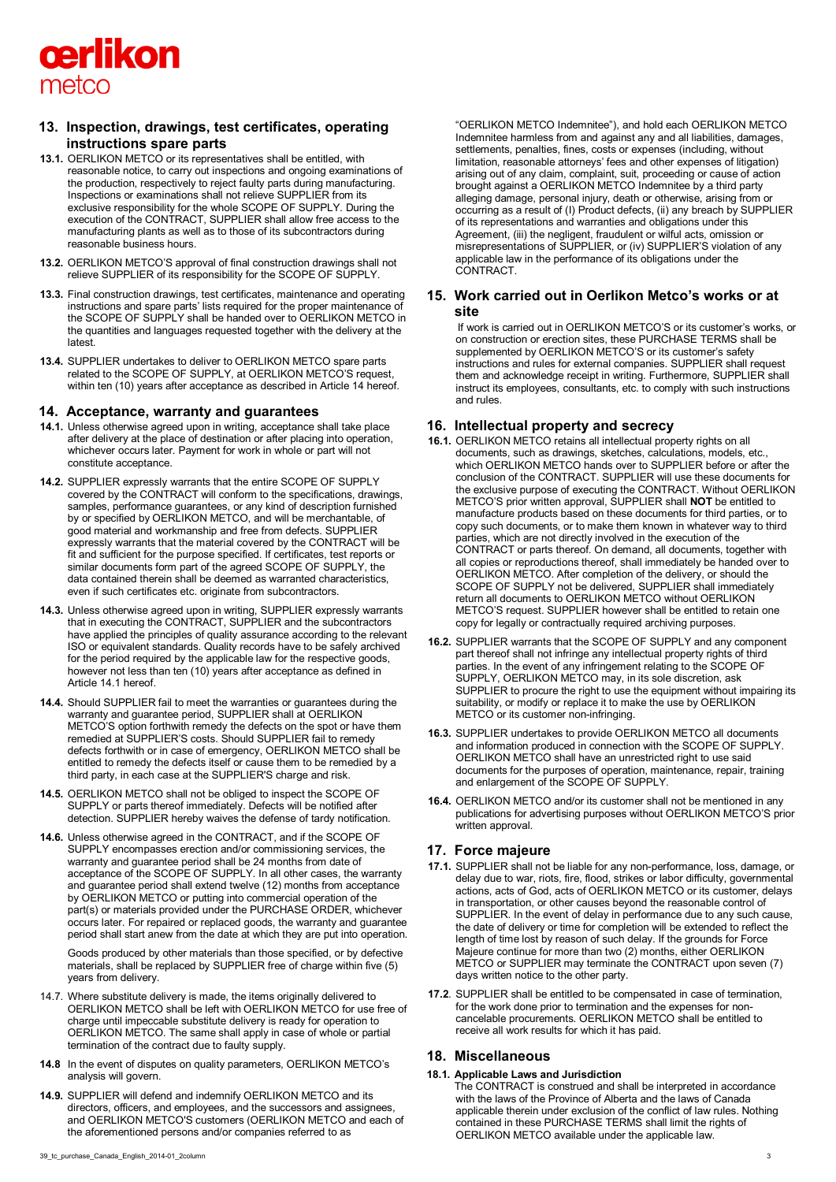## 13. Inspection, drawings, test certificates, operating instructions spare parts

**13.1.** OERLIKON METCO or its representatives shall be entitled, with reasonable notice, to carry out inspections and ongoing examinations of the production, respectively to reject faulty parts during manufacturing. Inspections or examinations shall not relieve SUPPLIER from its exclusive responsibility for the whole SCOPE OF SUPPLY. During the execution of the CONTRACT, SUPPLIER shall allow free access to the manufacturing plants as well as to those of its subcontractors during reasonable business hours.

**13.2.** OERLIKON METCO'S approval of final construction drawings shall not relieve SUPPLIER of its responsibility for the SCOPE OF SUPPLY.

**13.3.** Final construction drawings, test certificates, maintenance and operating instructions and spare parts' lists required for the proper maintenance of the SCOPE OF SUPPLY shall be handed over to OERLIKON METCO in the quantities and languages requested together with the delivery at the latest.

**13.4.** SUPPLIER undertakes to deliver to OERLIKON METCO spare parts related to the SCOPE OF SUPPLY, at OERLIKON METCO'S request, within ten (10) years after acceptance as described in Article 14 hereof.

## 14. Acceptance, warranty and guarantees

**14.1.** Unless otherwise agreed upon in writing, acceptance shall take place after delivery at the place of destination or after placing into operation, whichever occurs later. Payment for work in whole or part will not constitute acceptance.

**14.2.** SUPPLIER expressly warrants that the entire SCOPE OF SUPPLY covered by the CONTRACT will conform to the specifications, drawings, samples, performance guarantees, or any kind of description furnished by or specified by OERLIKON METCO, and will be merchantable, of good material and workmanship and free from defects. SUPPLIER expressly warrants that the material covered by the CONTRACT will be fit and sufficient for the purpose specified. If certificates, test reports or similar documents form part of the agreed SCOPE OF SUPPLY, the data contained therein shall be deemed as warranted characteristics, even if such certificates etc. originate from subcontractors.

**14.3.** Unless otherwise agreed upon in writing, SUPPLIER expressly warrants that in executing the CONTRACT, SUPPLIER and the subcontractors have applied the principles of quality assurance according to the relevant ISO or equivalent standards. Quality records have to be safely archived for the period required by the applicable law for the respective goods, however not less than ten (10) years after acceptance as defined in Article 14.1 hereof.

**14.4.** Should SUPPLIER fail to meet the warranties or guarantees during the warranty and guarantee period, SUPPLIER shall at OERLIKON METCO'S option forthwith remedy the defects on the spot or have them remedied at SUPPLIER'S costs. Should SUPPLIER fail to remedy defects forthwith or in case of emergency, OERLIKON METCO shall be entitled to remedy the defects itself or cause them to be remedied by a third party, in each case at the SUPPLIER'S charge and risk.

**14.5.** OERLIKON METCO shall not be obliged to inspect the SCOPE OF SUPPLY or parts thereof immediately. Defects will be notified after detection. SUPPLIER hereby waives the defense of tardy notification.

**14.6.** Unless otherwise agreed in the CONTRACT, and if the SCOPE OF SUPPLY encompasses erection and/or commissioning services, the warranty and guarantee period shall be 24 months from date of acceptance of the SCOPE OF SUPPLY. In all other cases, the warranty and guarantee period shall extend twelve (12) months from acceptance by OERLIKON METCO or putting into commercial operation of the part(s) or materials provided under the PURCHASE ORDER, whichever occurs later. For repaired or replaced goods, the warranty and guarantee period shall start anew from the date at which they are put into operation.

Goods produced by other materials than those specified, or by defective materials, shall be replaced by SUPPLIER free of charge within five (5) years from delivery.

14.7. Where substitute delivery is made, the items originally delivered to OERLIKON METCO shall be left with OERLIKON METCO for use free of charge until impeccable substitute delivery is ready for operation to OERLIKON METCO. The same shall apply in case of whole or partial termination of the contract due to faulty supply.

**14.8** In the event of disputes on quality parameters, OERLIKON METCO's analysis will govern.

**14.9.** SUPPLIER will defend and indemnify OERLIKON METCO and its directors, officers, and employees, and the successors and assignees, and OERLIKON METCO'S customers (OERLIKON METCO and each of the aforementioned persons and/or companies referred to as "OERLIKON METCO Indemnitee"), and hold each OERLIKON METCO Indemnitee harmless from and against any and all liabilities, damages, settlements, penalties, fines, costs or expenses (including, without limitation, reasonable attorneys' fees and other expenses of litigation) arising out of any claim, complaint, suit, proceeding or cause of action brought against a OERLIKON METCO Indemnitee by a third party alleging damage, personal injury, death or otherwise, arising from or occurring as a result of (I) Product defects, (ii) any breach by SUPPLIER of its representations and warranties and obligations under this Agreement, (iii) the negligent, fraudulent or wilful acts, omission or misrepresentations of SUPPLIER, or (iv) SUPPLIER'S violation of any applicable law in the performance of its obligations under the CONTRACT.

## 15. Work carried out in Oerlikon Metco's works or at site

If work is carried out in OERLIKON METCO'S or its customer's works, or on construction or erection sites, these PURCHASE TERMS shall be supplemented by OERLIKON METCO'S or its customer's safety instructions and rules for external companies. SUPPLIER shall request them and acknowledge receipt in writing. Furthermore, SUPPLIER shall instruct its employees, consultants, etc. to comply with such instructions and rules.

## 16. Intellectual property and secrecy

**16.1.** OERLIKON METCO retains all intellectual property rights on all documents, such as drawings, sketches, calculations, models, etc., which OERLIKON METCO hands over to SUPPLIER before or after the conclusion of the CONTRACT. SUPPLIER will use these documents for the exclusive purpose of executing the CONTRACT. Without OERLIKON METCO'S prior written approval, SUPPLIER shall **NOT** be entitled to manufacture products based on these documents for third parties, or to copy such documents, or to make them known in whatever way to third parties, which are not directly involved in the execution of the CONTRACT or parts thereof. On demand, all documents, together with all copies or reproductions thereof, shall immediately be handed over to OERLIKON METCO. After completion of the delivery, or should the SCOPE OF SUPPLY not be delivered, SUPPLIER shall immediately return all documents to OERLIKON METCO without OERLIKON METCO'S request. SUPPLIER however shall be entitled to retain one copy for legally or contractually required archiving purposes.

**16.2.** SUPPLIER warrants that the SCOPE OF SUPPLY and any component part thereof shall not infringe any intellectual property rights of third parties. In the event of any infringement relating to the SCOPE OF SUPPLY, OERLIKON METCO may, in its sole discretion, ask SUPPLIER to procure the right to use the equipment without impairing its suitability, or modify or replace it to make the use by OERLIKON METCO or its customer non-infringing.

**16.3.** SUPPLIER undertakes to provide OERLIKON METCO all documents and information produced in connection with the SCOPE OF SUPPLY. OERLIKON METCO shall have an unrestricted right to use said documents for the purposes of operation, maintenance, repair, training and enlargement of the SCOPE OF SUPPLY.

**16.4.** OERLIKON METCO and/or its customer shall not be mentioned in any publications for advertising purposes without OERLIKON METCO'S prior written approval.

## 17. Force majeure

**17.1.** SUPPLIER shall not be liable for any non-performance, loss, damage, or delay due to war, riots, fire, flood, strikes or labor difficulty, governmental actions, acts of God, acts of OERLIKON METCO or its customer, delays in transportation, or other causes beyond the reasonable control of SUPPLIER. In the event of delay in performance due to any such cause, the date of delivery or time for completion will be extended to reflect the length of time lost by reason of such delay. If the grounds for Force Majeure continue for more than two (2) months, either OERLIKON METCO or SUPPLIER may terminate the CONTRACT upon seven (7) days written notice to the other party.

**17.2**. SUPPLIER shall be entitled to be compensated in case of termination, for the work done prior to termination and the expenses for non-cancelable procurements. OERLIKON METCO shall be entitled to receive all work results for which it has paid.

## 18. Miscellaneous

### 18.1. Applicable Laws and Jurisdiction

The CONTRACT is construed and shall be interpreted in accordance with the laws of the Province of Alberta and the laws of Canada applicable therein under exclusion of the conflict of law rules. Nothing contained in these PURCHASE TERMS shall limit the rights of OERLIKON METCO available under the applicable law.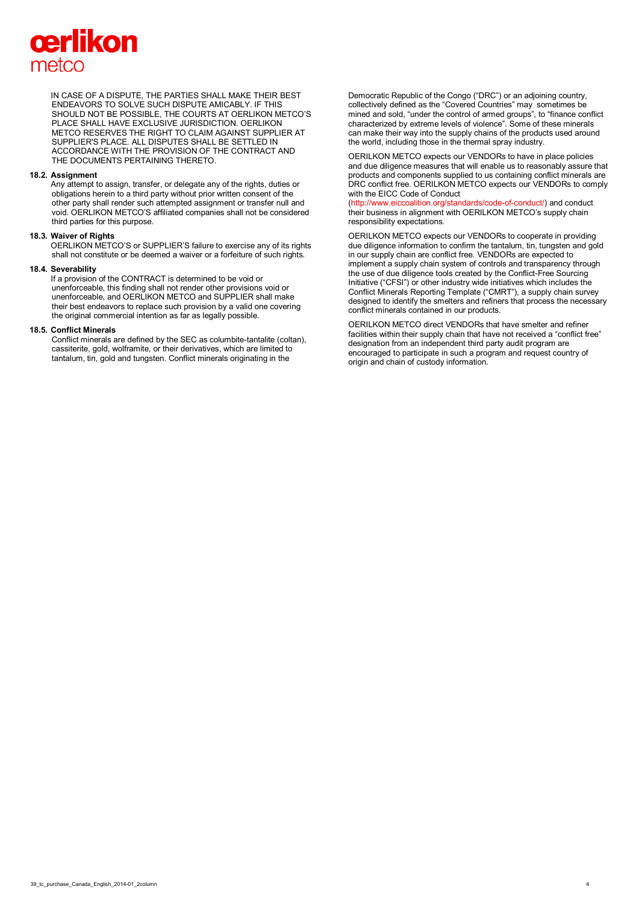IN CASE OF A DISPUTE, THE PARTIES SHALL MAKE THEIR BEST ENDEAVORS TO SOLVE SUCH DISPUTE AMICABLY. IF THIS SHOULD NOT BE POSSIBLE, THE COURTS AT OERLIKON METCO'S PLACE SHALL HAVE EXCLUSIVE JURISDICTION. OERLIKON METCO RESERVES THE RIGHT TO CLAIM AGAINST SUPPLIER AT SUPPLIER'S PLACE. ALL DISPUTES SHALL BE SETTLED IN ACCORDANCE WITH THE PROVISION OF THE CONTRACT AND THE DOCUMENTS PERTAINING THERETO.

**18.2. Assignment**

Any attempt to assign, transfer, or delegate any of the rights, duties or obligations herein to a third party without prior written consent of the other party shall render such attempted assignment or transfer null and void. OERLIKON METCO'S affiliated companies shall not be considered third parties for this purpose.

**18.3. Waiver of Rights**

OERLIKON METCO'S or SUPPLIER'S failure to exercise any of its rights shall not constitute or be deemed a waiver or a forfeiture of such rights.

**18.4. Severability**

If a provision of the CONTRACT is determined to be void or unenforceable, this finding shall not render other provisions void or unenforceable, and OERLIKON METCO and SUPPLIER shall make their best endeavors to replace such provision by a valid one covering the original commercial intention as far as legally possible.

**18.5. Conflict Minerals**

Conflict minerals are defined by the SEC as columbite-tantalite (coltan), cassiterite, gold, wolframite, or their derivatives, which are limited to tantalum, tin, gold and tungsten. Conflict minerals originating in the Democratic Republic of the Congo ("DRC") or an adjoining country, collectively defined as the "Covered Countries" may sometimes be mined and sold, "under the control of armed groups", to "finance conflict characterized by extreme levels of violence". Some of these minerals can make their way into the supply chains of the products used around the world, including those in the thermal spray industry.

OERILKON METCO expects our VENDORs to have in place policies and due diligence measures that will enable us to reasonably assure that products and components supplied to us containing conflict minerals are DRC conflict free. OERILKON METCO expects our VENDORs to comply with the EICC Code of Conduct (http://www.eiccoalition.org/standards/code-of-conduct/) and conduct their business in alignment with OERILKON METCO's supply chain responsibility expectations.

OERILKON METCO expects our VENDORs to cooperate in providing due diligence information to confirm the tantalum, tin, tungsten and gold in our supply chain are conflict free. VENDORs are expected to implement a supply chain system of controls and transparency through the use of due diligence tools created by the Conflict-Free Sourcing Initiative ("CFSI") or other industry wide initiatives which includes the Conflict Minerals Reporting Template ("CMRT"), a supply chain survey designed to identify the smelters and refiners that process the necessary conflict minerals contained in our products.

OERILKON METCO direct VENDORs that have smelter and refiner facilities within their supply chain that have not received a "conflict free" designation from an independent third party audit program are encouraged to participate in such a program and request country of origin and chain of custody information.